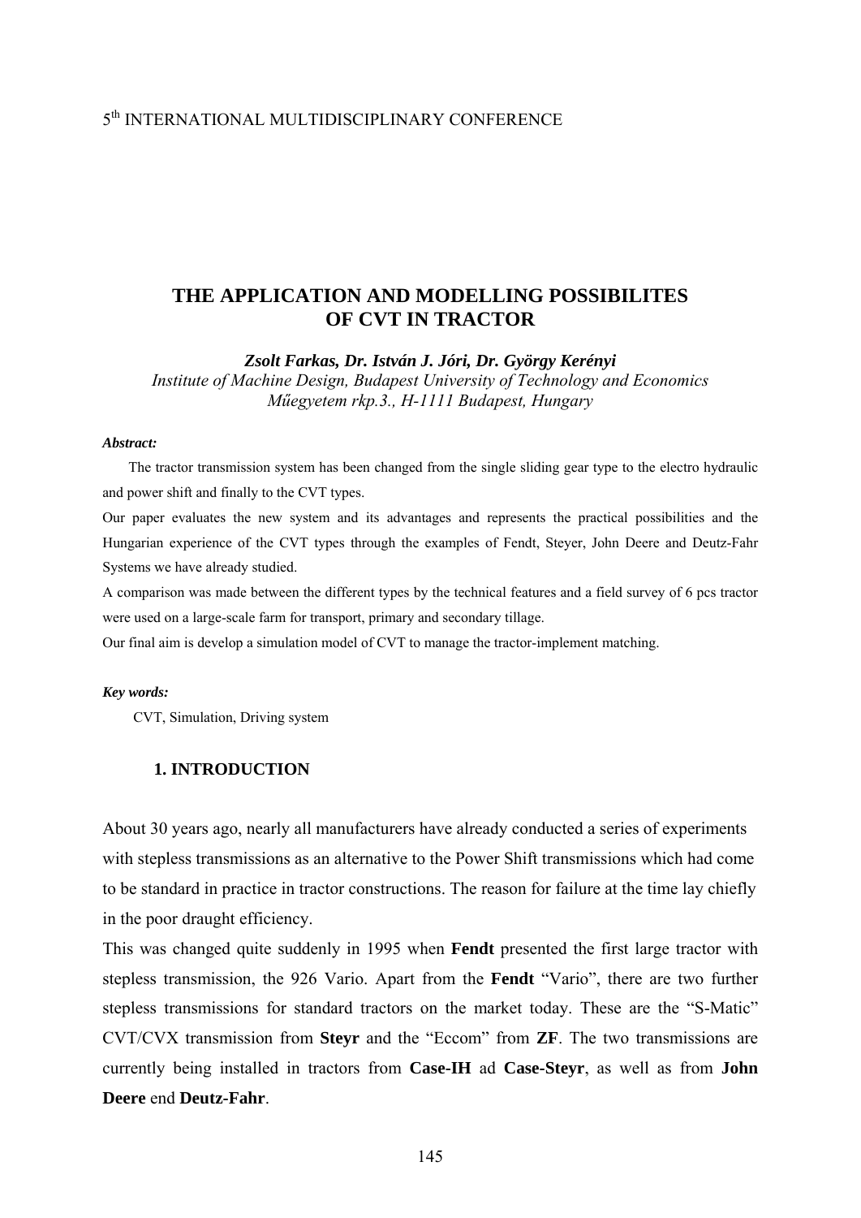5th INTERNATIONAL MULTIDISCIPLINARY CONFERENCE

# THE APPLICATION AND MODELLING POSSIBILITES OF CVT IN TRACTOR

***Zsolt Farkas, Dr. István J. Jóri, Dr. György Kerényi***

*Institute of Machine Design, Budapest University of Technology and Economics*
*Műegyetem rkp.3., H-1111 Budapest, Hungary*

***Abstract:***

The tractor transmission system has been changed from the single sliding gear type to the electro hydraulic and power shift and finally to the CVT types.

Our paper evaluates the new system and its advantages and represents the practical possibilities and the Hungarian experience of the CVT types through the examples of Fendt, Steyer, John Deere and Deutz-Fahr Systems we have already studied.

A comparison was made between the different types by the technical features and a field survey of 6 pcs tractor were used on a large-scale farm for transport, primary and secondary tillage.

Our final aim is develop a simulation model of CVT to manage the tractor-implement matching.

***Key words:***

CVT, Simulation, Driving system

## 1. INTRODUCTION

About 30 years ago, nearly all manufacturers have already conducted a series of experiments with stepless transmissions as an alternative to the Power Shift transmissions which had come to be standard in practice in tractor constructions. The reason for failure at the time lay chiefly in the poor draught efficiency.

This was changed quite suddenly in 1995 when **Fendt** presented the first large tractor with stepless transmission, the 926 Vario. Apart from the **Fendt** "Vario", there are two further stepless transmissions for standard tractors on the market today. These are the "S-Matic" CVT/CVX transmission from **Steyr** and the "Eccom" from **ZF**. The two transmissions are currently being installed in tractors from **Case-IH** ad **Case-Steyr**, as well as from **John Deere** end **Deutz-Fahr**.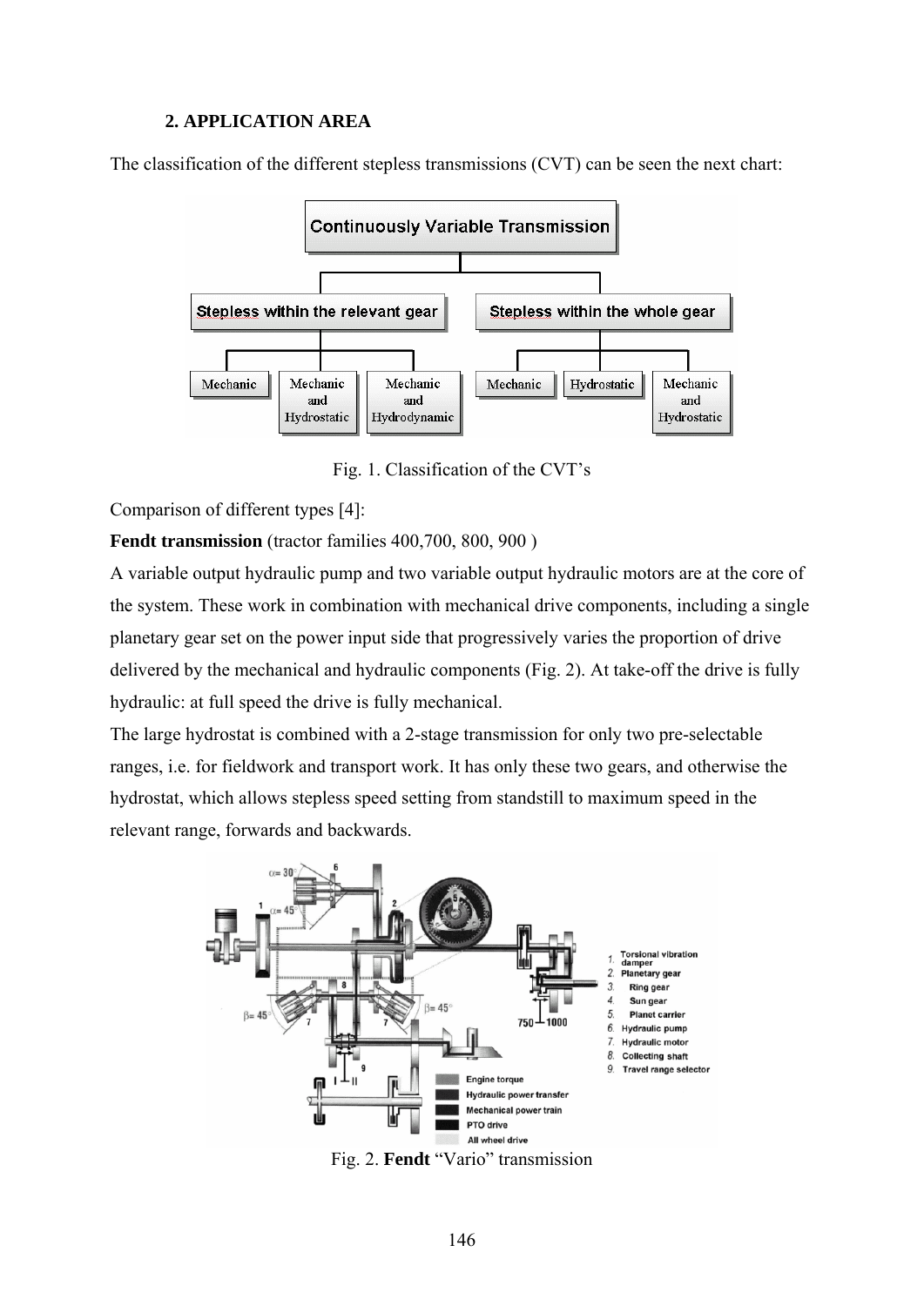## 2. APPLICATION AREA

The classification of the different stepless transmissions (CVT) can be seen the next chart:

Fig. 1. Classification of the CVT's

Comparison of different types [4]:

**Fendt transmission** (tractor families 400,700, 800, 900 )

A variable output hydraulic pump and two variable output hydraulic motors are at the core of the system. These work in combination with mechanical drive components, including a single planetary gear set on the power input side that progressively varies the proportion of drive delivered by the mechanical and hydraulic components (Fig. 2). At take-off the drive is fully hydraulic: at full speed the drive is fully mechanical.

The large hydrostat is combined with a 2-stage transmission for only two pre-selectable ranges, i.e. for fieldwork and transport work. It has only these two gears, and otherwise the hydrostat, which allows stepless speed setting from standstill to maximum speed in the relevant range, forwards and backwards.

Fig. 2. **Fendt** "Vario" transmission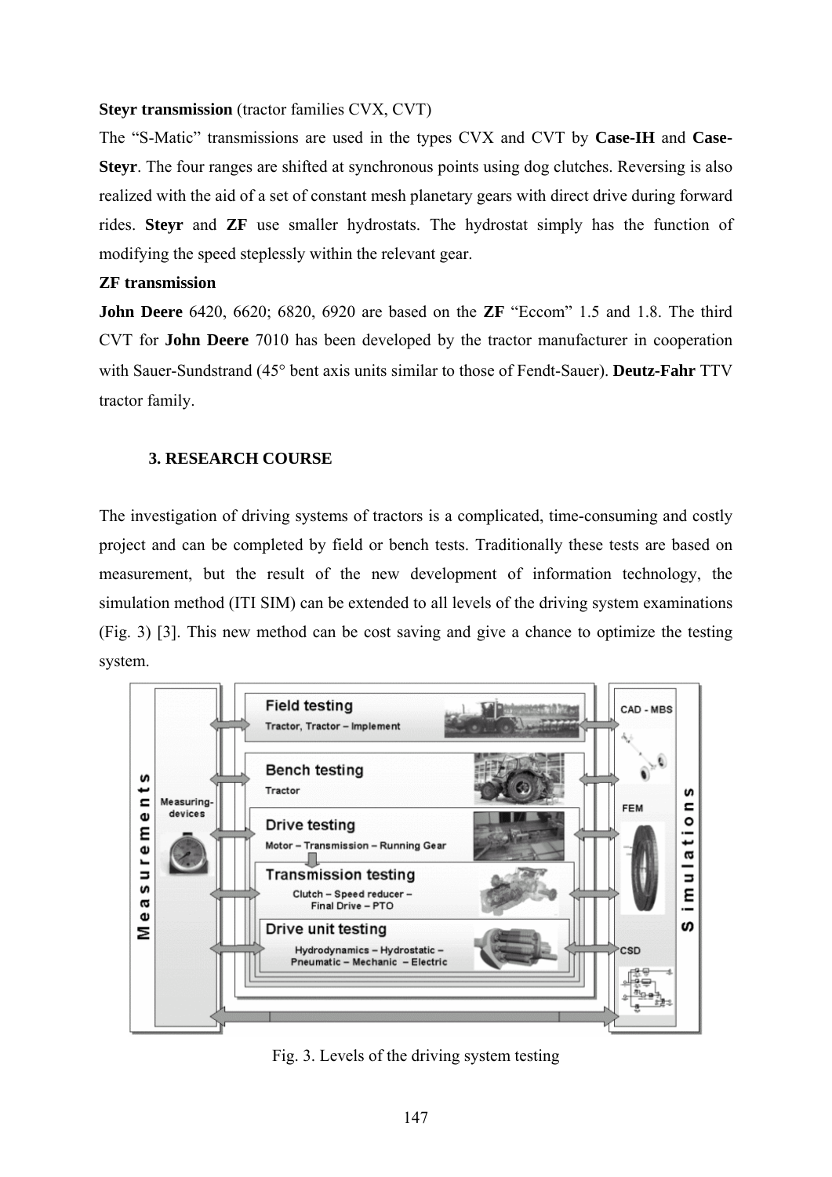**Steyr transmission** (tractor families CVX, CVT)

The "S-Matic" transmissions are used in the types CVX and CVT by **Case-IH** and **Case-Steyr**. The four ranges are shifted at synchronous points using dog clutches. Reversing is also realized with the aid of a set of constant mesh planetary gears with direct drive during forward rides. **Steyr** and **ZF** use smaller hydrostats. The hydrostat simply has the function of modifying the speed steplessly within the relevant gear.

**ZF transmission**

**John Deere** 6420, 6620; 6820, 6920 are based on the **ZF** "Eccom" 1.5 and 1.8. The third CVT for **John Deere** 7010 has been developed by the tractor manufacturer in cooperation with Sauer-Sundstrand (45° bent axis units similar to those of Fendt-Sauer). **Deutz-Fahr** TTV tractor family.

## 3. RESEARCH COURSE

The investigation of driving systems of tractors is a complicated, time-consuming and costly project and can be completed by field or bench tests. Traditionally these tests are based on measurement, but the result of the new development of information technology, the simulation method (ITI SIM) can be extended to all levels of the driving system examinations (Fig. 3) [3]. This new method can be cost saving and give a chance to optimize the testing system.

Fig. 3. Levels of the driving system testing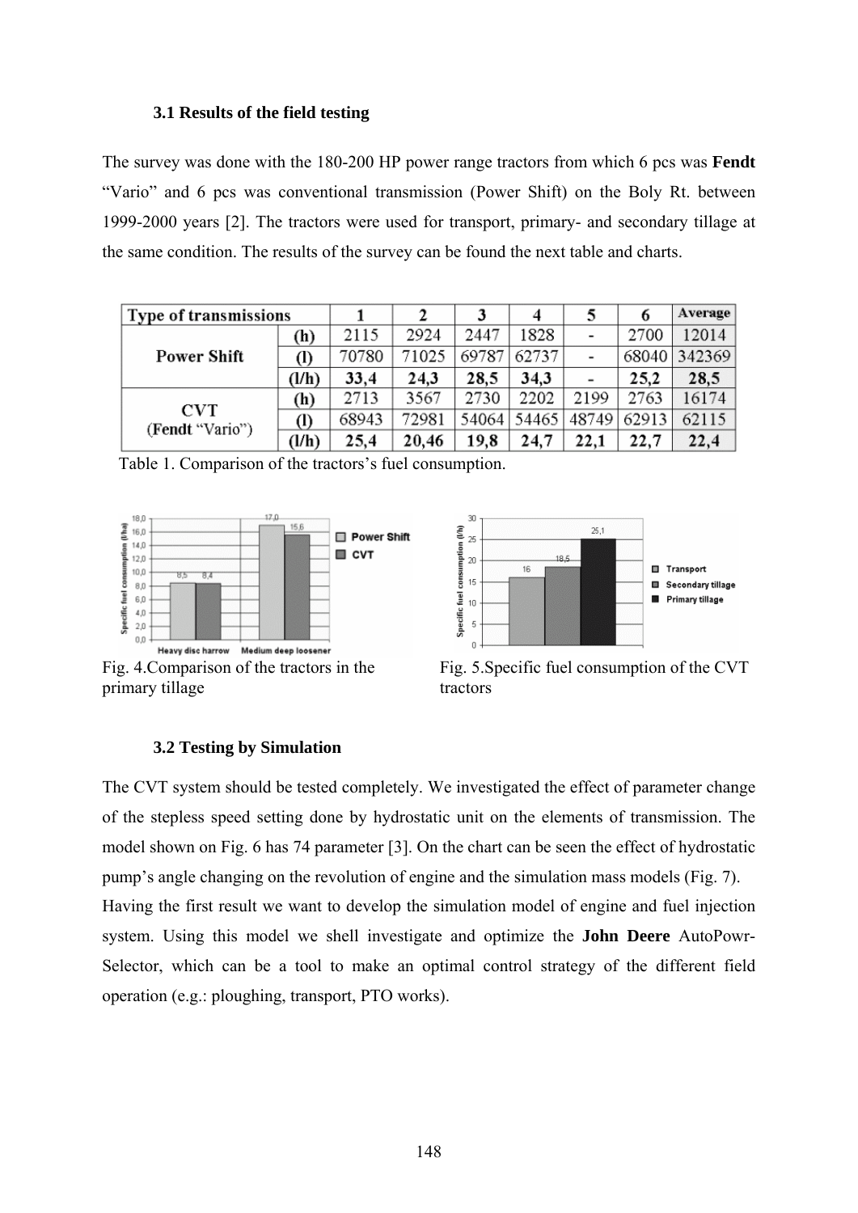### 3.1 Results of the field testing

The survey was done with the 180-200 HP power range tractors from which 6 pcs was **Fendt** "Vario" and 6 pcs was conventional transmission (Power Shift) on the Boly Rt. between 1999-2000 years [2]. The tractors were used for transport, primary- and secondary tillage at the same condition. The results of the survey can be found the next table and charts.

| Type of transmissions | | 1 | 2 | 3 | 4 | 5 | 6 | Average |
|---|---|---|---|---|---|---|---|---|
| **Power Shift** | (h) | 2115 | 2924 | 2447 | 1828 | - | 2700 | 12014 |
| | (l) | 70780 | 71025 | 69787 | 62737 | - | 68040 | 342369 |
| | (l/h) | **33,4** | **24,3** | **28,5** | **34,3** | - | **25,2** | **28,5** |
| **CVT** (Fendt "Vario") | (h) | 2713 | 3567 | 2730 | 2202 | 2199 | 2763 | 16174 |
| | (l) | 68943 | 72981 | 54064 | 54465 | 48749 | 62913 | 62115 |
| | (l/h) | **25,4** | **20,46** | **19,8** | **24,7** | **22,1** | **22,7** | **22,4** |

Table 1. Comparison of the tractors's fuel consumption.

Fig. 4.Comparison of the tractors in the primary tillage

Fig. 5.Specific fuel consumption of the CVT tractors

### 3.2 Testing by Simulation

The CVT system should be tested completely. We investigated the effect of parameter change of the stepless speed setting done by hydrostatic unit on the elements of transmission. The model shown on Fig. 6 has 74 parameter [3]. On the chart can be seen the effect of hydrostatic pump's angle changing on the revolution of engine and the simulation mass models (Fig. 7).

Having the first result we want to develop the simulation model of engine and fuel injection system. Using this model we shell investigate and optimize the **John Deere** AutoPowr-Selector, which can be a tool to make an optimal control strategy of the different field operation (e.g.: ploughing, transport, PTO works).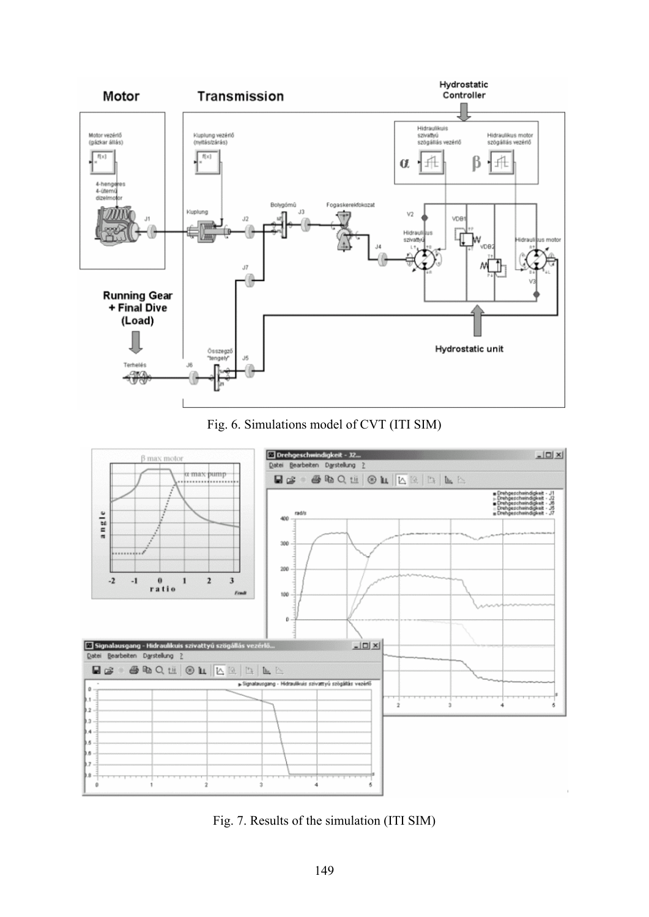Fig. 6. Simulations model of CVT (ITI SIM)

Fig. 7. Results of the simulation (ITI SIM)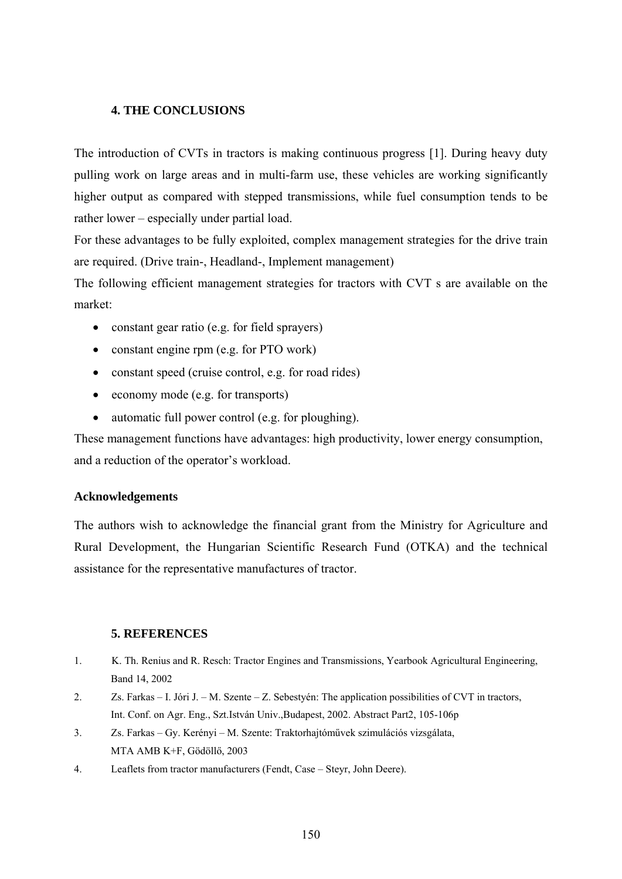## 4. THE CONCLUSIONS

The introduction of CVTs in tractors is making continuous progress [1]. During heavy duty pulling work on large areas and in multi-farm use, these vehicles are working significantly higher output as compared with stepped transmissions, while fuel consumption tends to be rather lower – especially under partial load.

For these advantages to be fully exploited, complex management strategies for the drive train are required. (Drive train-, Headland-, Implement management)

The following efficient management strategies for tractors with CVT s are available on the market:

- constant gear ratio (e.g. for field sprayers)
- constant engine rpm (e.g. for PTO work)
- constant speed (cruise control, e.g. for road rides)
- economy mode (e.g. for transports)
- automatic full power control (e.g. for ploughing).

These management functions have advantages: high productivity, lower energy consumption, and a reduction of the operator's workload.

### Acknowledgements

The authors wish to acknowledge the financial grant from the Ministry for Agriculture and Rural Development, the Hungarian Scientific Research Fund (OTKA) and the technical assistance for the representative manufactures of tractor.

## 5. REFERENCES

1. K. Th. Renius and R. Resch: Tractor Engines and Transmissions, Yearbook Agricultural Engineering, Band 14, 2002
2. Zs. Farkas – I. Jóri J. – M. Szente – Z. Sebestyén: The application possibilities of CVT in tractors, Int. Conf. on Agr. Eng., Szt.István Univ.,Budapest, 2002. Abstract Part2, 105-106p
3. Zs. Farkas – Gy. Kerényi – M. Szente: Traktorhajtóművek szimulációs vizsgálata, MTA AMB K+F, Gödöllő, 2003
4. Leaflets from tractor manufacturers (Fendt, Case – Steyr, John Deere).